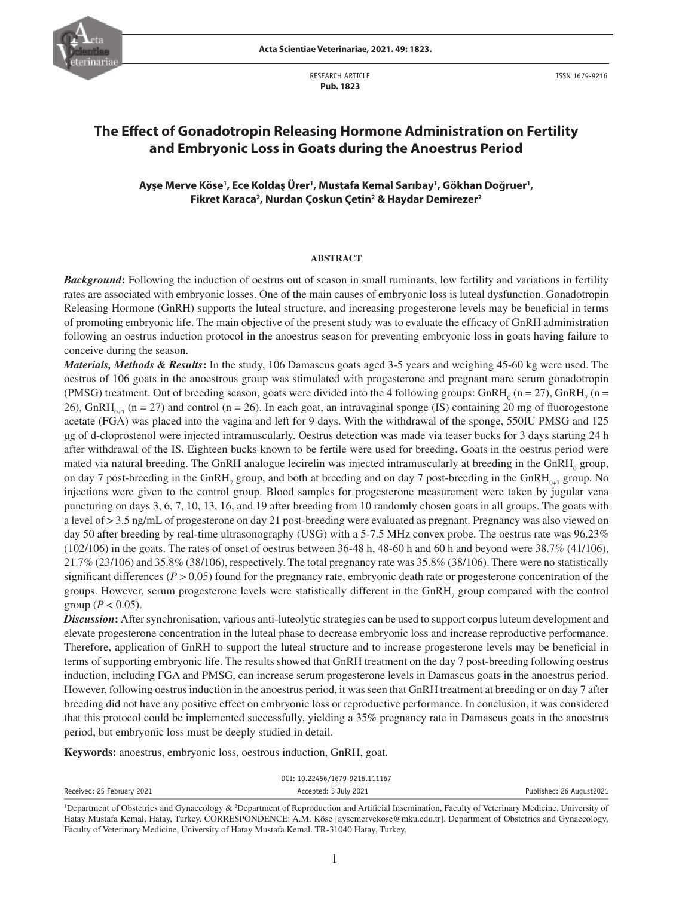RESEARCH ARTICLE
**Pub. 1823**

ISSN 1679-9216

# The Effect of Gonadotropin Releasing Hormone Administration on Fertility and Embryonic Loss in Goats during the Anoestrus Period

**Ayşe Merve Köse[1], Ece Koldaş Ürer[1], Mustafa Kemal Sarıbay[1], Gökhan Doğruer[1], Fikret Karaca[2], Nurdan Çoskun Çetin[2] & Haydar Demirezer[2]**

## ABSTRACT

***Background*:** Following the induction of oestrus out of season in small ruminants, low fertility and variations in fertility rates are associated with embryonic losses. One of the main causes of embryonic loss is luteal dysfunction. Gonadotropin Releasing Hormone (GnRH) supports the luteal structure, and increasing progesterone levels may be beneficial in terms of promoting embryonic life. The main objective of the present study was to evaluate the efficacy of GnRH administration following an oestrus induction protocol in the anoestrus season for preventing embryonic loss in goats having failure to conceive during the season.

***Materials, Methods & Results*:** In the study, 106 Damascus goats aged 3-5 years and weighing 45-60 kg were used. The oestrus of 106 goats in the anoestrous group was stimulated with progesterone and pregnant mare serum gonadotropin (PMSG) treatment. Out of breeding season, goats were divided into the 4 following groups: $GnRH_0$ (n = 27), $GnRH_7$ (n = 26), $GnRH_{0+7}$ (n = 27) and control (n = 26). In each goat, an intravaginal sponge (IS) containing 20 mg of fluorogestone acetate (FGA) was placed into the vagina and left for 9 days. With the withdrawal of the sponge, 550IU PMSG and 125 µg of d-cloprostenol were injected intramuscularly. Oestrus detection was made via teaser bucks for 3 days starting 24 h after withdrawal of the IS. Eighteen bucks known to be fertile were used for breeding. Goats in the oestrus period were mated via natural breeding. The GnRH analogue lecirelin was injected intramuscularly at breeding in the $GnRH_0$ group, on day 7 post-breeding in the $GnRH_7$ group, and both at breeding and on day 7 post-breeding in the $GnRH_{0+7}$ group. No injections were given to the control group. Blood samples for progesterone measurement were taken by jugular vena puncturing on days 3, 6, 7, 10, 13, 16, and 19 after breeding from 10 randomly chosen goats in all groups. The goats with a level of > 3.5 ng/mL of progesterone on day 21 post-breeding were evaluated as pregnant. Pregnancy was also viewed on day 50 after breeding by real-time ultrasonography (USG) with a 5-7.5 MHz convex probe. The oestrus rate was 96.23% (102/106) in the goats. The rates of onset of oestrus between 36-48 h, 48-60 h and 60 h and beyond were 38.7% (41/106), 21.7% (23/106) and 35.8% (38/106), respectively. The total pregnancy rate was 35.8% (38/106). There were no statistically significant differences ($P > 0.05$) found for the pregnancy rate, embryonic death rate or progesterone concentration of the groups. However, serum progesterone levels were statistically different in the $GnRH_7$ group compared with the control group ($P < 0.05$).

***Discussion*:** After synchronisation, various anti-luteolytic strategies can be used to support corpus luteum development and elevate progesterone concentration in the luteal phase to decrease embryonic loss and increase reproductive performance. Therefore, application of GnRH to support the luteal structure and to increase progesterone levels may be beneficial in terms of supporting embryonic life. The results showed that GnRH treatment on the day 7 post-breeding following oestrus induction, including FGA and PMSG, can increase serum progesterone levels in Damascus goats in the anoestrus period. However, following oestrus induction in the anoestrus period, it was seen that GnRH treatment at breeding or on day 7 after breeding did not have any positive effect on embryonic loss or reproductive performance. In conclusion, it was considered that this protocol could be implemented successfully, yielding a 35% pregnancy rate in Damascus goats in the anoestrus period, but embryonic loss must be deeply studied in detail.

**Keywords:** anoestrus, embryonic loss, oestrous induction, GnRH, goat.

DOI: 10.22456/1679-9216.111167

Received: 25 February 2021 | Accepted: 5 July 2021 | Published: 26 August2021

[1]Department of Obstetrics and Gynaecology & [2]Department of Reproduction and Artificial Insemination, Faculty of Veterinary Medicine, University of Hatay Mustafa Kemal, Hatay, Turkey. CORRESPONDENCE: A.M. Köse [aysemervekose@mku.edu.tr]. Department of Obstetrics and Gynaecology, Faculty of Veterinary Medicine, University of Hatay Mustafa Kemal. TR-31040 Hatay, Turkey.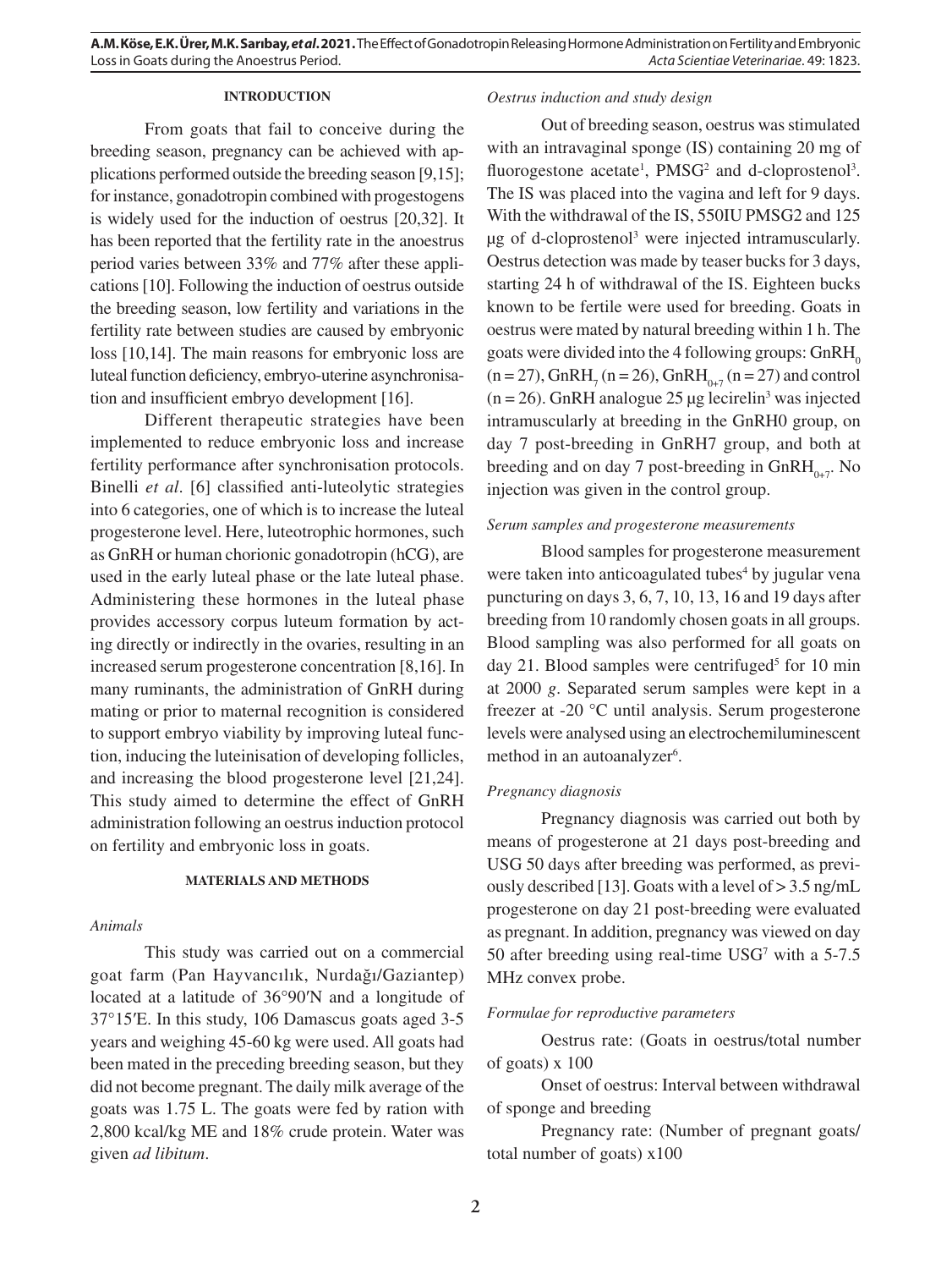## INTRODUCTION

From goats that fail to conceive during the breeding season, pregnancy can be achieved with applications performed outside the breeding season [9,15]; for instance, gonadotropin combined with progestogens is widely used for the induction of oestrus [20,32]. It has been reported that the fertility rate in the anoestrus period varies between 33% and 77% after these applications [10]. Following the induction of oestrus outside the breeding season, low fertility and variations in the fertility rate between studies are caused by embryonic loss [10,14]. The main reasons for embryonic loss are luteal function deficiency, embryo-uterine asynchronisation and insufficient embryo development [16].

Different therapeutic strategies have been implemented to reduce embryonic loss and increase fertility performance after synchronisation protocols. Binelli *et al*. [6] classified anti-luteolytic strategies into 6 categories, one of which is to increase the luteal progesterone level. Here, luteotrophic hormones, such as GnRH or human chorionic gonadotropin (hCG), are used in the early luteal phase or the late luteal phase. Administering these hormones in the luteal phase provides accessory corpus luteum formation by acting directly or indirectly in the ovaries, resulting in an increased serum progesterone concentration [8,16]. In many ruminants, the administration of GnRH during mating or prior to maternal recognition is considered to support embryo viability by improving luteal function, inducing the luteinisation of developing follicles, and increasing the blood progesterone level [21,24]. This study aimed to determine the effect of GnRH administration following an oestrus induction protocol on fertility and embryonic loss in goats.

## MATERIALS AND METHODS

### *Animals*

This study was carried out on a commercial goat farm (Pan Hayvancılık, Nurdağı/Gaziantep) located at a latitude of 36°90′N and a longitude of 37°15′E. In this study, 106 Damascus goats aged 3-5 years and weighing 45-60 kg were used. All goats had been mated in the preceding breeding season, but they did not become pregnant. The daily milk average of the goats was 1.75 L. The goats were fed by ration with 2,800 kcal/kg ME and 18% crude protein. Water was given *ad libitum*.

### *Oestrus induction and study design*

Out of breeding season, oestrus was stimulated with an intravaginal sponge (IS) containing 20 mg of fluorogestone acetate[1], PMSG[2] and d-cloprostenol[3]. The IS was placed into the vagina and left for 9 days. With the withdrawal of the IS, 550IU PMSG2 and 125 µg of d-cloprostenol[3] were injected intramuscularly. Oestrus detection was made by teaser bucks for 3 days, starting 24 h of withdrawal of the IS. Eighteen bucks known to be fertile were used for breeding. Goats in oestrus were mated by natural breeding within 1 h. The goats were divided into the 4 following groups: $GnRH_0$ (n = 27), $GnRH_7$ (n = 26), $GnRH_{0+7}$ (n = 27) and control (n = 26). GnRH analogue 25 µg lecirelin[3] was injected intramuscularly at breeding in the GnRH0 group, on day 7 post-breeding in GnRH7 group, and both at breeding and on day 7 post-breeding in $GnRH_{0+7}$. No injection was given in the control group.

### *Serum samples and progesterone measurements*

Blood samples for progesterone measurement were taken into anticoagulated tubes[4] by jugular vena puncturing on days 3, 6, 7, 10, 13, 16 and 19 days after breeding from 10 randomly chosen goats in all groups. Blood sampling was also performed for all goats on day 21. Blood samples were centrifuged[5] for 10 min at 2000 *g*. Separated serum samples were kept in a freezer at -20 °C until analysis. Serum progesterone levels were analysed using an electrochemiluminescent method in an autoanalyzer[6].

### *Pregnancy diagnosis*

Pregnancy diagnosis was carried out both by means of progesterone at 21 days post-breeding and USG 50 days after breeding was performed, as previously described [13]. Goats with a level of > 3.5 ng/mL progesterone on day 21 post-breeding were evaluated as pregnant. In addition, pregnancy was viewed on day 50 after breeding using real-time USG[7] with a 5-7.5 MHz convex probe.

### *Formulae for reproductive parameters*

Oestrus rate: (Goats in oestrus/total number of goats) x 100

Onset of oestrus: Interval between withdrawal of sponge and breeding

Pregnancy rate: (Number of pregnant goats/ total number of goats) x100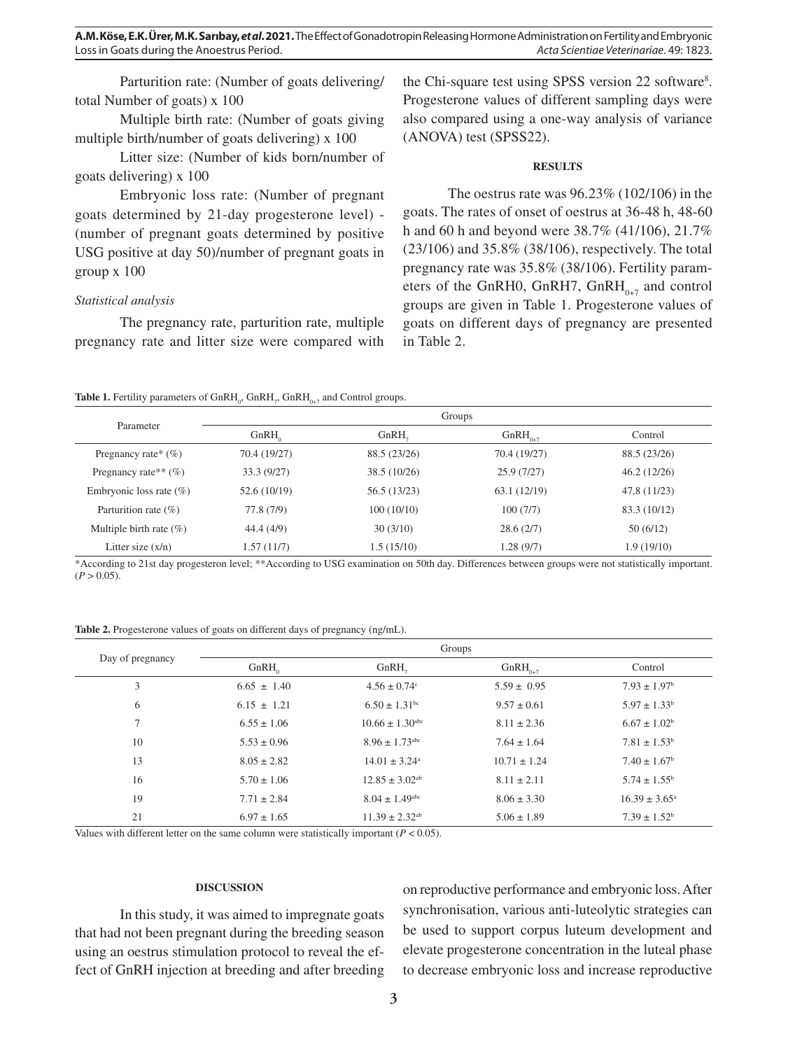Parturition rate: (Number of goats delivering/ total Number of goats) x 100

Multiple birth rate: (Number of goats giving multiple birth/number of goats delivering) x 100

Litter size: (Number of kids born/number of goats delivering) x 100

Embryonic loss rate: (Number of pregnant goats determined by 21-day progesterone level) - (number of pregnant goats determined by positive USG positive at day 50)/number of pregnant goats in group x 100

### *Statistical analysis*

The pregnancy rate, parturition rate, multiple pregnancy rate and litter size were compared with the Chi-square test using SPSS version 22 software[8]. Progesterone values of different sampling days were also compared using a one-way analysis of variance (ANOVA) test (SPSS22).

## RESULTS

The oestrus rate was 96.23% (102/106) in the goats. The rates of onset of oestrus at 36-48 h, 48-60 h and 60 h and beyond were 38.7% (41/106), 21.7% (23/106) and 35.8% (38/106), respectively. The total pregnancy rate was 35.8% (38/106). Fertility parameters of the GnRH0, GnRH7, $GnRH_{0+7}$ and control groups are given in Table 1. Progesterone values of goats on different days of pregnancy are presented in Table 2.

**Table 1.** Fertility parameters of $GnRH_0$, $GnRH_7$, $GnRH_{0+7}$ and Control groups.

| Parameter | Groups | | | |
|---|---|---|---|---|
| | $GnRH_0$ | $GnRH_7$ | $GnRH_{0+7}$ | Control |
| Pregnancy rate* (%) | 70.4 (19/27) | 88.5 (23/26) | 70.4 (19/27) | 88.5 (23/26) |
| Pregnancy rate** (%) | 33.3 (9/27) | 38.5 (10/26) | 25.9 (7/27) | 46.2 (12/26) |
| Embryonic loss rate (%) | 52.6 (10/19) | 56.5 (13/23) | 63.1 (12/19) | 47.8 (11/23) |
| Parturition rate (%) | 77.8 (7/9) | 100 (10/10) | 100 (7/7) | 83.3 (10/12) |
| Multiple birth rate (%) | 44.4 (4/9) | 30 (3/10) | 28.6 (2/7) | 50 (6/12) |
| Litter size (x/n) | 1.57 (11/7) | 1.5 (15/10) | 1.28 (9/7) | 1.9 (19/10) |

*According to 21st day progesteron level; **According to USG examination on 50th day. Differences between groups were not statistically important. ($P > 0.05$).

**Table 2.** Progesterone values of goats on different days of pregnancy (ng/mL).

| Day of pregnancy | Groups | | | |
|---|---|---|---|---|
| | $GnRH_0$ | $GnRH_7$ | $GnRH_{0+7}$ | Control |
| 3 | 6.65 ± 1.40 | $4.56 \pm 0.74^{c}$ | 5.59 ± 0.95 | $7.93 \pm 1.97^{b}$ |
| 6 | 6.15 ± 1.21 | $6.50 \pm 1.31^{bc}$ | 9.57 ± 0.61 | $5.97 \pm 1.33^{b}$ |
| 7 | 6.55 ± 1.06 | $10.66 \pm 1.30^{abc}$ | 8.11 ± 2.36 | $6.67 \pm 1.02^{b}$ |
| 10 | 5.53 ± 0.96 | $8.96 \pm 1.73^{abc}$ | 7.64 ± 1.64 | $7.81 \pm 1.53^{b}$ |
| 13 | 8.05 ± 2.82 | $14.01 \pm 3.24^{a}$ | 10.71 ± 1.24 | $7.40 \pm 1.67^{b}$ |
| 16 | 5.70 ± 1.06 | $12.85 \pm 3.02^{ab}$ | 8.11 ± 2.11 | $5.74 \pm 1.55^{b}$ |
| 19 | 7.71 ± 2.84 | $8.04 \pm 1.49^{abc}$ | 8.06 ± 3.30 | $16.39 \pm 3.65^{a}$ |
| 21 | 6.97 ± 1.65 | $11.39 \pm 2.32^{ab}$ | 5.06 ± 1.89 | $7.39 \pm 1.52^{b}$ |

Values with different letter on the same column were statistically important ($P < 0.05$).

## DISCUSSION

In this study, it was aimed to impregnate goats that had not been pregnant during the breeding season using an oestrus stimulation protocol to reveal the effect of GnRH injection at breeding and after breeding on reproductive performance and embryonic loss. After synchronisation, various anti-luteolytic strategies can be used to support corpus luteum development and elevate progesterone concentration in the luteal phase to decrease embryonic loss and increase reproductive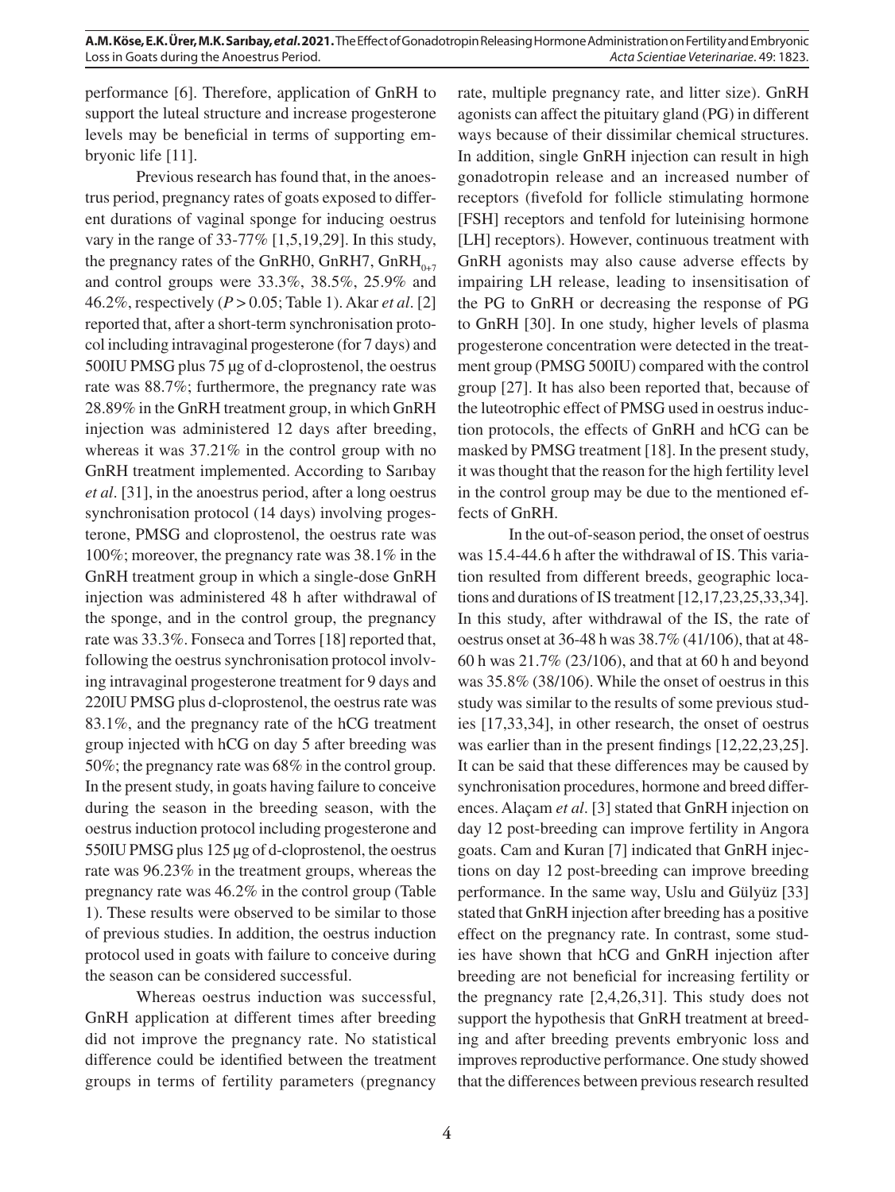performance [6]. Therefore, application of GnRH to support the luteal structure and increase progesterone levels may be beneficial in terms of supporting embryonic life [11].

Previous research has found that, in the anoestrus period, pregnancy rates of goats exposed to different durations of vaginal sponge for inducing oestrus vary in the range of 33-77% [1,5,19,29]. In this study, the pregnancy rates of the GnRH0, GnRH7, $GnRH_{0+7}$ and control groups were 33.3%, 38.5%, 25.9% and 46.2%, respectively ($P > 0.05$; Table 1). Akar *et al*. [2] reported that, after a short-term synchronisation protocol including intravaginal progesterone (for 7 days) and 500IU PMSG plus 75 µg of d-cloprostenol, the oestrus rate was 88.7%; furthermore, the pregnancy rate was 28.89% in the GnRH treatment group, in which GnRH injection was administered 12 days after breeding, whereas it was 37.21% in the control group with no GnRH treatment implemented. According to Sarıbay *et al*. [31], in the anoestrus period, after a long oestrus synchronisation protocol (14 days) involving progesterone, PMSG and cloprostenol, the oestrus rate was 100%; moreover, the pregnancy rate was 38.1% in the GnRH treatment group in which a single-dose GnRH injection was administered 48 h after withdrawal of the sponge, and in the control group, the pregnancy rate was 33.3%. Fonseca and Torres [18] reported that, following the oestrus synchronisation protocol involving intravaginal progesterone treatment for 9 days and 220IU PMSG plus d-cloprostenol, the oestrus rate was 83.1%, and the pregnancy rate of the hCG treatment group injected with hCG on day 5 after breeding was 50%; the pregnancy rate was 68% in the control group. In the present study, in goats having failure to conceive during the season in the breeding season, with the oestrus induction protocol including progesterone and 550IU PMSG plus 125 µg of d-cloprostenol, the oestrus rate was 96.23% in the treatment groups, whereas the pregnancy rate was 46.2% in the control group (Table 1). These results were observed to be similar to those of previous studies. In addition, the oestrus induction protocol used in goats with failure to conceive during the season can be considered successful.

Whereas oestrus induction was successful, GnRH application at different times after breeding did not improve the pregnancy rate. No statistical difference could be identified between the treatment groups in terms of fertility parameters (pregnancy rate, multiple pregnancy rate, and litter size). GnRH agonists can affect the pituitary gland (PG) in different ways because of their dissimilar chemical structures. In addition, single GnRH injection can result in high gonadotropin release and an increased number of receptors (fivefold for follicle stimulating hormone [FSH] receptors and tenfold for luteinising hormone [LH] receptors). However, continuous treatment with GnRH agonists may also cause adverse effects by impairing LH release, leading to insensitisation of the PG to GnRH or decreasing the response of PG to GnRH [30]. In one study, higher levels of plasma progesterone concentration were detected in the treatment group (PMSG 500IU) compared with the control group [27]. It has also been reported that, because of the luteotrophic effect of PMSG used in oestrus induction protocols, the effects of GnRH and hCG can be masked by PMSG treatment [18]. In the present study, it was thought that the reason for the high fertility level in the control group may be due to the mentioned effects of GnRH.

In the out-of-season period, the onset of oestrus was 15.4-44.6 h after the withdrawal of IS. This variation resulted from different breeds, geographic locations and durations of IS treatment [12,17,23,25,33,34]. In this study, after withdrawal of the IS, the rate of oestrus onset at 36-48 h was 38.7% (41/106), that at 48-60 h was 21.7% (23/106), and that at 60 h and beyond was 35.8% (38/106). While the onset of oestrus in this study was similar to the results of some previous studies [17,33,34], in other research, the onset of oestrus was earlier than in the present findings [12,22,23,25]. It can be said that these differences may be caused by synchronisation procedures, hormone and breed differences. Alaçam *et al*. [3] stated that GnRH injection on day 12 post-breeding can improve fertility in Angora goats. Cam and Kuran [7] indicated that GnRH injections on day 12 post-breeding can improve breeding performance. In the same way, Uslu and Gülyüz [33] stated that GnRH injection after breeding has a positive effect on the pregnancy rate. In contrast, some studies have shown that hCG and GnRH injection after breeding are not beneficial for increasing fertility or the pregnancy rate [2,4,26,31]. This study does not support the hypothesis that GnRH treatment at breeding and after breeding prevents embryonic loss and improves reproductive performance. One study showed that the differences between previous research resulted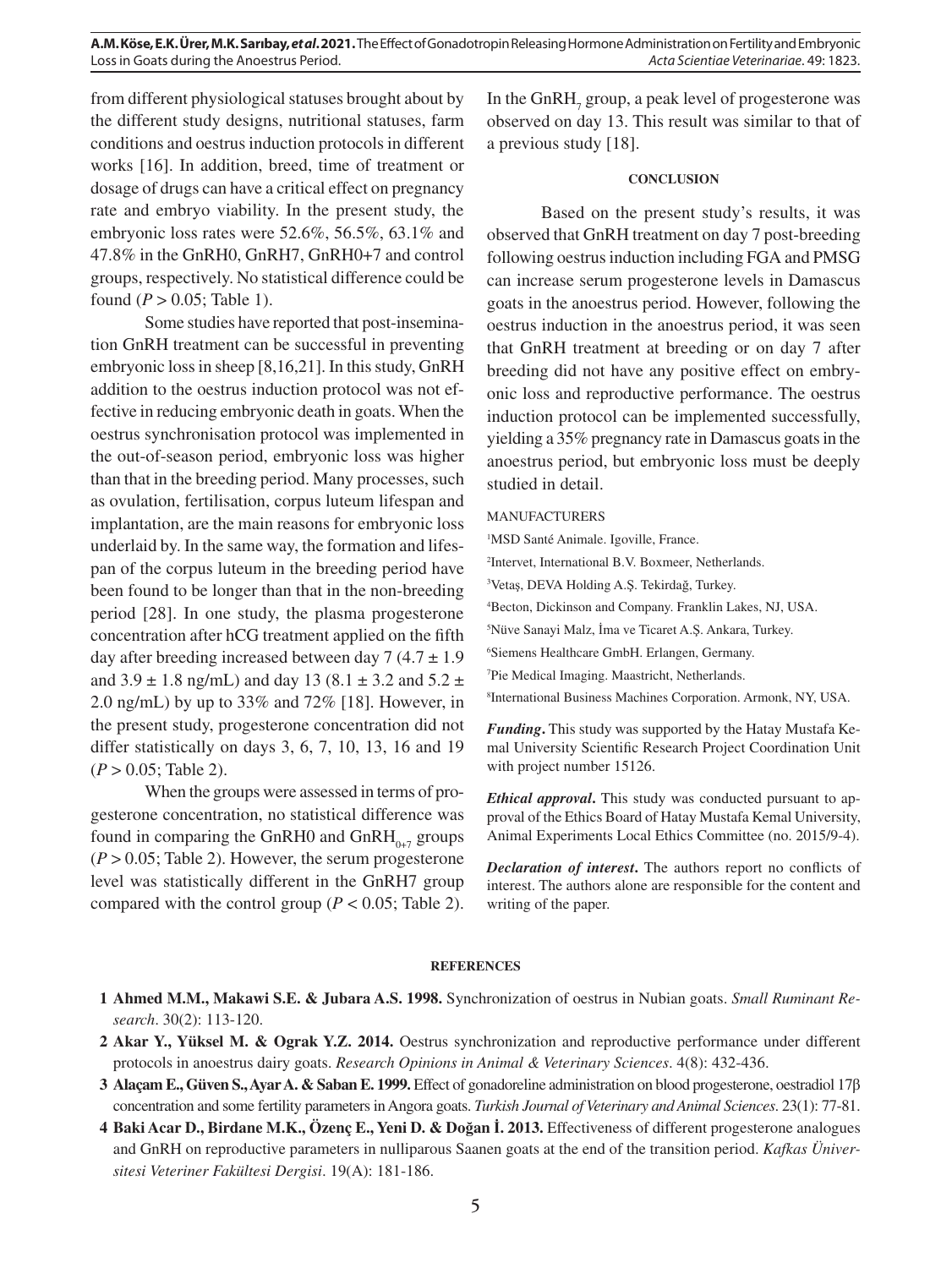from different physiological statuses brought about by the different study designs, nutritional statuses, farm conditions and oestrus induction protocols in different works [16]. In addition, breed, time of treatment or dosage of drugs can have a critical effect on pregnancy rate and embryo viability. In the present study, the embryonic loss rates were 52.6%, 56.5%, 63.1% and 47.8% in the GnRH0, GnRH7, GnRH0+7 and control groups, respectively. No statistical difference could be found ($P > 0.05$; Table 1).

Some studies have reported that post-insemination GnRH treatment can be successful in preventing embryonic loss in sheep [8,16,21]. In this study, GnRH addition to the oestrus induction protocol was not effective in reducing embryonic death in goats. When the oestrus synchronisation protocol was implemented in the out-of-season period, embryonic loss was higher than that in the breeding period. Many processes, such as ovulation, fertilisation, corpus luteum lifespan and implantation, are the main reasons for embryonic loss underlaid by. In the same way, the formation and lifespan of the corpus luteum in the breeding period have been found to be longer than that in the non-breeding period [28]. In one study, the plasma progesterone concentration after hCG treatment applied on the fifth day after breeding increased between day 7 ($4.7 \pm 1.9$ and $3.9 \pm 1.8$ ng/mL) and day 13 ($8.1 \pm 3.2$ and $5.2 \pm 2.0$ ng/mL) by up to 33% and 72% [18]. However, in the present study, progesterone concentration did not differ statistically on days 3, 6, 7, 10, 13, 16 and 19 ($P > 0.05$; Table 2).

When the groups were assessed in terms of progesterone concentration, no statistical difference was found in comparing the GnRH0 and $\text{GnRH}_{0+7}$ groups ($P > 0.05$; Table 2). However, the serum progesterone level was statistically different in the GnRH7 group compared with the control group ($P < 0.05$; Table 2). In the $\text{GnRH}_7$ group, a peak level of progesterone was observed on day 13. This result was similar to that of a previous study [18].

## CONCLUSION

Based on the present study's results, it was observed that GnRH treatment on day 7 post-breeding following oestrus induction including FGA and PMSG can increase serum progesterone levels in Damascus goats in the anoestrus period. However, following the oestrus induction in the anoestrus period, it was seen that GnRH treatment at breeding or on day 7 after breeding did not have any positive effect on embryonic loss and reproductive performance. The oestrus induction protocol can be implemented successfully, yielding a 35% pregnancy rate in Damascus goats in the anoestrus period, but embryonic loss must be deeply studied in detail.

MANUFACTURERS

[1]MSD Santé Animale. Igoville, France.
[2]Intervet, International B.V. Boxmeer, Netherlands.
[3]Vetaş, DEVA Holding A.Ş. Tekirdağ, Turkey.
[4]Becton, Dickinson and Company. Franklin Lakes, NJ, USA.
[5]Nüve Sanayi Malz, İma ve Ticaret A.Ş. Ankara, Turkey.
[6]Siemens Healthcare GmbH. Erlangen, Germany.
[7]Pie Medical Imaging. Maastricht, Netherlands.
[8]International Business Machines Corporation. Armonk, NY, USA.

***Funding*.** This study was supported by the Hatay Mustafa Kemal University Scientific Research Project Coordination Unit with project number 15126.

***Ethical approval*.** This study was conducted pursuant to approval of the Ethics Board of Hatay Mustafa Kemal University, Animal Experiments Local Ethics Committee (no. 2015/9-4).

***Declaration of interest*.** The authors report no conflicts of interest. The authors alone are responsible for the content and writing of the paper.

## REFERENCES

**1 Ahmed M.M., Makawi S.E. & Jubara A.S. 1998.** Synchronization of oestrus in Nubian goats. *Small Ruminant Research*. 30(2): 113-120.

**2 Akar Y., Yüksel M. & Ograk Y.Z. 2014.** Oestrus synchronization and reproductive performance under different protocols in anoestrus dairy goats. *Research Opinions in Animal & Veterinary Sciences*. 4(8): 432-436.

**3 Alaçam E., Güven S., Ayar A. & Saban E. 1999.** Effect of gonadoreline administration on blood progesterone, oestradiol 17β concentration and some fertility parameters in Angora goats. *Turkish Journal of Veterinary and Animal Sciences*. 23(1): 77-81.

**4 Baki Acar D., Birdane M.K., Özenç E., Yeni D. & Doğan İ. 2013.** Effectiveness of different progesterone analogues and GnRH on reproductive parameters in nulliparous Saanen goats at the end of the transition period. *Kafkas Üniversitesi Veteriner Fakültesi Dergisi*. 19(A): 181-186.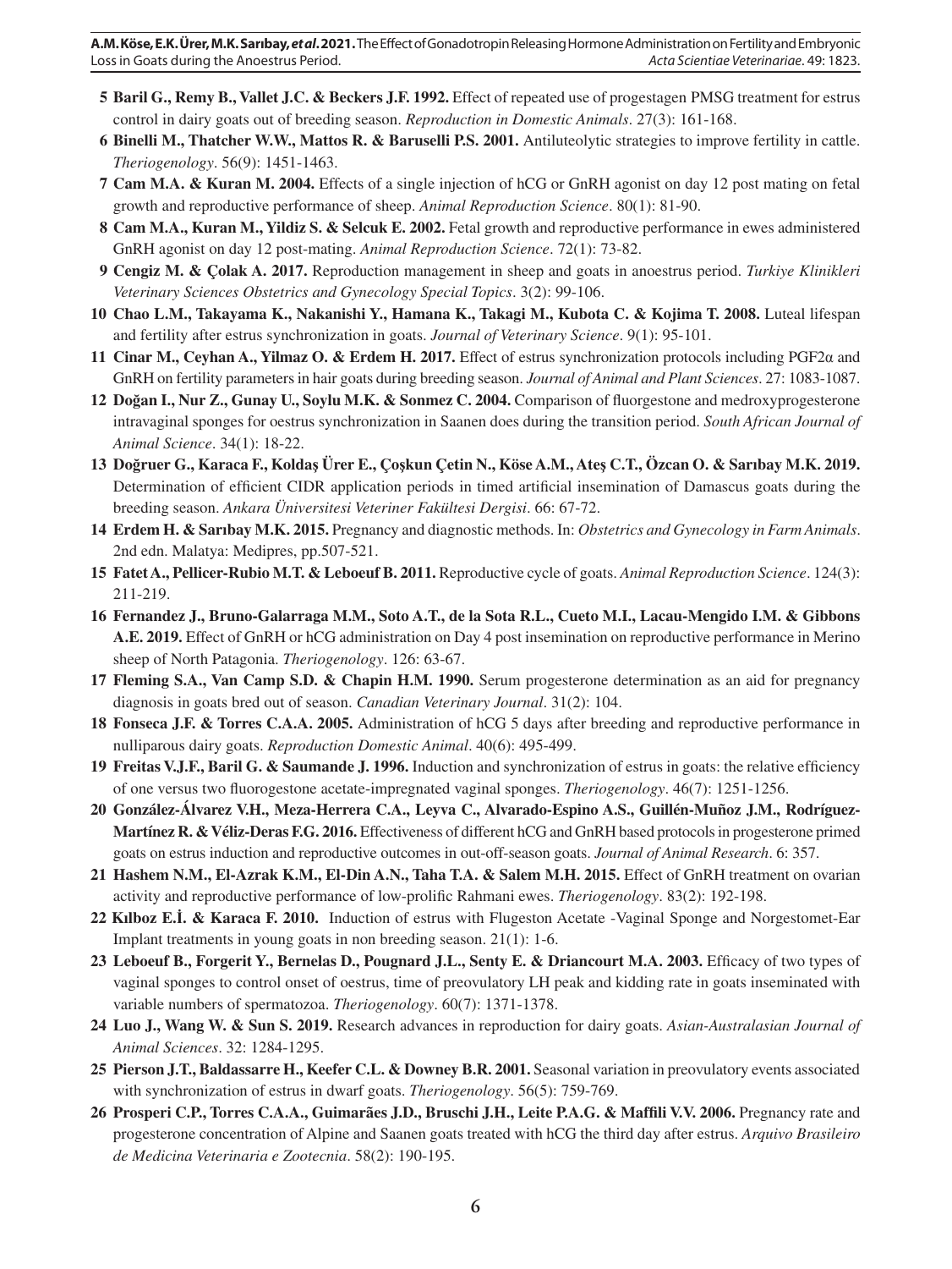5 **Baril G., Remy B., Vallet J.C. & Beckers J.F. 1992.** Effect of repeated use of progestagen PMSG treatment for estrus control in dairy goats out of breeding season. *Reproduction in Domestic Animals*. 27(3): 161-168.

6 **Binelli M., Thatcher W.W., Mattos R. & Baruselli P.S. 2001.** Antiluteolytic strategies to improve fertility in cattle. *Theriogenology*. 56(9): 1451-1463.

7 **Cam M.A. & Kuran M. 2004.** Effects of a single injection of hCG or GnRH agonist on day 12 post mating on fetal growth and reproductive performance of sheep. *Animal Reproduction Science*. 80(1): 81-90.

8 **Cam M.A., Kuran M., Yildiz S. & Selcuk E. 2002.** Fetal growth and reproductive performance in ewes administered GnRH agonist on day 12 post-mating. *Animal Reproduction Science*. 72(1): 73-82.

9 **Cengiz M. & Çolak A. 2017.** Reproduction management in sheep and goats in anoestrus period. *Turkiye Klinikleri Veterinary Sciences Obstetrics and Gynecology Special Topics*. 3(2): 99-106.

10 **Chao L.M., Takayama K., Nakanishi Y., Hamana K., Takagi M., Kubota C. & Kojima T. 2008.** Luteal lifespan and fertility after estrus synchronization in goats. *Journal of Veterinary Science*. 9(1): 95-101.

11 **Cinar M., Ceyhan A., Yilmaz O. & Erdem H. 2017.** Effect of estrus synchronization protocols including PGF2α and GnRH on fertility parameters in hair goats during breeding season. *Journal of Animal and Plant Sciences*. 27: 1083-1087.

12 **Doğan I., Nur Z., Gunay U., Soylu M.K. & Sonmez C. 2004.** Comparison of fluorgestone and medroxyprogesterone intravaginal sponges for oestrus synchronization in Saanen does during the transition period. *South African Journal of Animal Science*. 34(1): 18-22.

13 **Doğruer G., Karaca F., Koldaş Ürer E., Çoşkun Çetin N., Köse A.M., Ateş C.T., Özcan O. & Sarıbay M.K. 2019.** Determination of efficient CIDR application periods in timed artificial insemination of Damascus goats during the breeding season. *Ankara Üniversitesi Veteriner Fakültesi Dergisi*. 66: 67-72.

14 **Erdem H. & Sarıbay M.K. 2015.** Pregnancy and diagnostic methods. In: *Obstetrics and Gynecology in Farm Animals*. 2nd edn. Malatya: Medipres, pp.507-521.

15 **Fatet A., Pellicer-Rubio M.T. & Leboeuf B. 2011.** Reproductive cycle of goats. *Animal Reproduction Science*. 124(3): 211-219.

16 **Fernandez J., Bruno-Galarraga M.M., Soto A.T., de la Sota R.L., Cueto M.I., Lacau-Mengido I.M. & Gibbons A.E. 2019.** Effect of GnRH or hCG administration on Day 4 post insemination on reproductive performance in Merino sheep of North Patagonia. *Theriogenology*. 126: 63-67.

17 **Fleming S.A., Van Camp S.D. & Chapin H.M. 1990.** Serum progesterone determination as an aid for pregnancy diagnosis in goats bred out of season. *Canadian Veterinary Journal*. 31(2): 104.

18 **Fonseca J.F. & Torres C.A.A. 2005.** Administration of hCG 5 days after breeding and reproductive performance in nulliparous dairy goats. *Reproduction Domestic Animal*. 40(6): 495-499.

19 **Freitas V.J.F., Baril G. & Saumande J. 1996.** Induction and synchronization of estrus in goats: the relative efficiency of one versus two fluorogestone acetate-impregnated vaginal sponges. *Theriogenology*. 46(7): 1251-1256.

20 **González-Álvarez V.H., Meza-Herrera C.A., Leyva C., Alvarado-Espino A.S., Guillén-Muñoz J.M., Rodríguez-Martínez R. & Véliz-Deras F.G. 2016.** Effectiveness of different hCG and GnRH based protocols in progesterone primed goats on estrus induction and reproductive outcomes in out-off-season goats. *Journal of Animal Research*. 6: 357.

21 **Hashem N.M., El-Azrak K.M., El-Din A.N., Taha T.A. & Salem M.H. 2015.** Effect of GnRH treatment on ovarian activity and reproductive performance of low-prolific Rahmani ewes. *Theriogenology*. 83(2): 192-198.

22 **Kılboz E.İ. & Karaca F. 2010.** Induction of estrus with Flugeston Acetate -Vaginal Sponge and Norgestomet-Ear Implant treatments in young goats in non breeding season. 21(1): 1-6.

23 **Leboeuf B., Forgerit Y., Bernelas D., Pougnard J.L., Senty E. & Driancourt M.A. 2003.** Efficacy of two types of vaginal sponges to control onset of oestrus, time of preovulatory LH peak and kidding rate in goats inseminated with variable numbers of spermatozoa. *Theriogenology*. 60(7): 1371-1378.

24 **Luo J., Wang W. & Sun S. 2019.** Research advances in reproduction for dairy goats. *Asian-Australasian Journal of Animal Sciences*. 32: 1284-1295.

25 **Pierson J.T., Baldassarre H., Keefer C.L. & Downey B.R. 2001.** Seasonal variation in preovulatory events associated with synchronization of estrus in dwarf goats. *Theriogenology*. 56(5): 759-769.

26 **Prosperi C.P., Torres C.A.A., Guimarães J.D., Bruschi J.H., Leite P.A.G. & Maffili V.V. 2006.** Pregnancy rate and progesterone concentration of Alpine and Saanen goats treated with hCG the third day after estrus. *Arquivo Brasileiro de Medicina Veterinaria e Zootecnia*. 58(2): 190-195.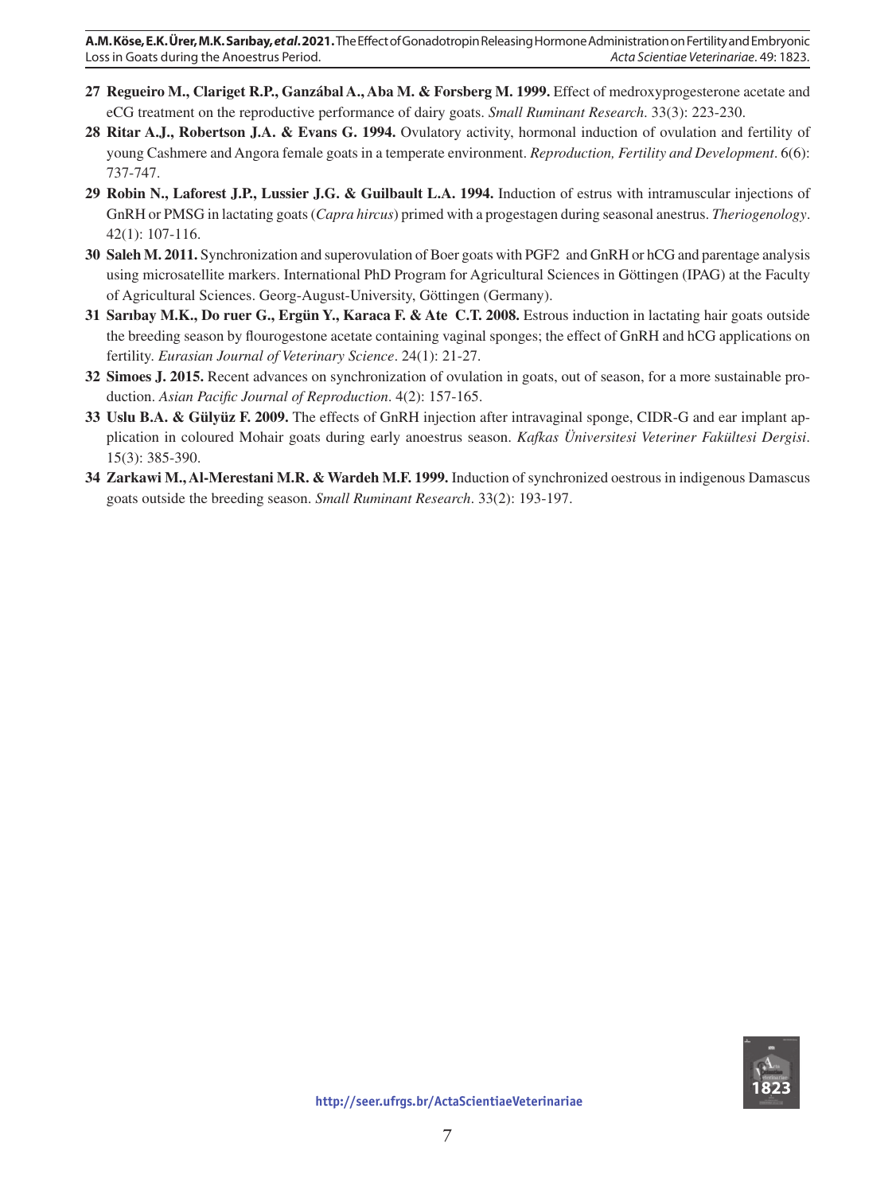27 **Regueiro M., Clariget R.P., Ganzábal A., Aba M. & Forsberg M. 1999.** Effect of medroxyprogesterone acetate and eCG treatment on the reproductive performance of dairy goats. *Small Ruminant Research*. 33(3): 223-230.

28 **Ritar A.J., Robertson J.A. & Evans G. 1994.** Ovulatory activity, hormonal induction of ovulation and fertility of young Cashmere and Angora female goats in a temperate environment. *Reproduction, Fertility and Development*. 6(6): 737-747.

29 **Robin N., Laforest J.P., Lussier J.G. & Guilbault L.A. 1994.** Induction of estrus with intramuscular injections of GnRH or PMSG in lactating goats (*Capra hircus*) primed with a progestagen during seasonal anestrus. *Theriogenology*. 42(1): 107-116.

30 **Saleh M. 2011.** Synchronization and superovulation of Boer goats with PGF2  and GnRH or hCG and parentage analysis using microsatellite markers. International PhD Program for Agricultural Sciences in Göttingen (IPAG) at the Faculty of Agricultural Sciences. Georg-August-University, Göttingen (Germany).

31 **Sarıbay M.K., Do ruer G., Ergün Y., Karaca F. & Ate  C.T. 2008.** Estrous induction in lactating hair goats outside the breeding season by flourogestone acetate containing vaginal sponges; the effect of GnRH and hCG applications on fertility. *Eurasian Journal of Veterinary Science*. 24(1): 21-27.

32 **Simoes J. 2015.** Recent advances on synchronization of ovulation in goats, out of season, for a more sustainable production. *Asian Pacific Journal of Reproduction*. 4(2): 157-165.

33 **Uslu B.A. & Gülyüz F. 2009.** The effects of GnRH injection after intravaginal sponge, CIDR-G and ear implant application in coloured Mohair goats during early anoestrus season. *Kafkas Üniversitesi Veteriner Fakültesi Dergisi*. 15(3): 385-390.

34 **Zarkawi M., Al-Merestani M.R. & Wardeh M.F. 1999.** Induction of synchronized oestrous in indigenous Damascus goats outside the breeding season. *Small Ruminant Research*. 33(2): 193-197.